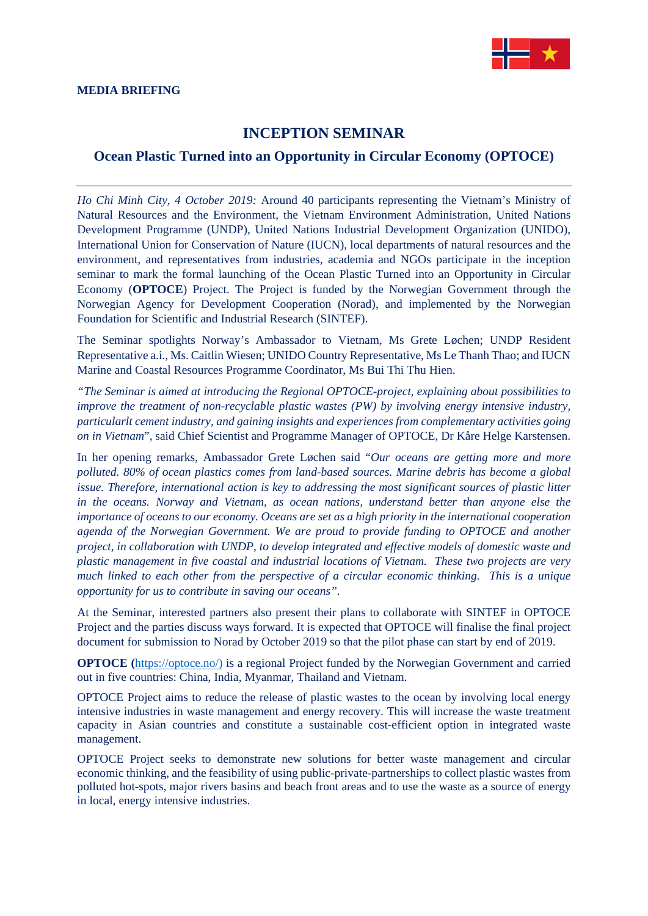**MEDIA BRIEFING**

# INCEPTION SEMINAR

## Ocean Plastic Turned into an Opportunity in Circular Economy (OPTOCE)

---

*Ho Chi Minh City, 4 October 2019:* Around 40 participants representing the Vietnam's Ministry of Natural Resources and the Environment, the Vietnam Environment Administration, United Nations Development Programme (UNDP), United Nations Industrial Development Organization (UNIDO), International Union for Conservation of Nature (IUCN), local departments of natural resources and the environment, and representatives from industries, academia and NGOs participate in the inception seminar to mark the formal launching of the Ocean Plastic Turned into an Opportunity in Circular Economy (**OPTOCE**) Project. The Project is funded by the Norwegian Government through the Norwegian Agency for Development Cooperation (Norad), and implemented by the Norwegian Foundation for Scientific and Industrial Research (SINTEF).

The Seminar spotlights Norway's Ambassador to Vietnam, Ms Grete Løchen; UNDP Resident Representative a.i., Ms. Caitlin Wiesen; UNIDO Country Representative, Ms Le Thanh Thao; and IUCN Marine and Coastal Resources Programme Coordinator, Ms Bui Thi Thu Hien.

*"The Seminar is aimed at introducing the Regional OPTOCE-project, explaining about possibilities to improve the treatment of non-recyclable plastic wastes (PW) by involving energy intensive industry, particularlt cement industry, and gaining insights and experiences from complementary activities going on in Vietnam*", said Chief Scientist and Programme Manager of OPTOCE, Dr Kåre Helge Karstensen.

In her opening remarks, Ambassador Grete Løchen said "*Our oceans are getting more and more polluted. 80% of ocean plastics comes from land-based sources. Marine debris has become a global issue. Therefore, international action is key to addressing the most significant sources of plastic litter in the oceans. Norway and Vietnam, as ocean nations, understand better than anyone else the importance of oceans to our economy. Oceans are set as a high priority in the international cooperation agenda of the Norwegian Government. We are proud to provide funding to OPTOCE and another project, in collaboration with UNDP, to develop integrated and effective models of domestic waste and plastic management in five coastal and industrial locations of Vietnam. These two projects are very much linked to each other from the perspective of a circular economic thinking. This is a unique opportunity for us to contribute in saving our oceans"*.

At the Seminar, interested partners also present their plans to collaborate with SINTEF in OPTOCE Project and the parties discuss ways forward. It is expected that OPTOCE will finalise the final project document for submission to Norad by October 2019 so that the pilot phase can start by end of 2019.

**OPTOCE (**https://optoce.no/) is a regional Project funded by the Norwegian Government and carried out in five countries: China, India, Myanmar, Thailand and Vietnam.

OPTOCE Project aims to reduce the release of plastic wastes to the ocean by involving local energy intensive industries in waste management and energy recovery. This will increase the waste treatment capacity in Asian countries and constitute a sustainable cost-efficient option in integrated waste management.

OPTOCE Project seeks to demonstrate new solutions for better waste management and circular economic thinking, and the feasibility of using public-private-partnerships to collect plastic wastes from polluted hot-spots, major rivers basins and beach front areas and to use the waste as a source of energy in local, energy intensive industries.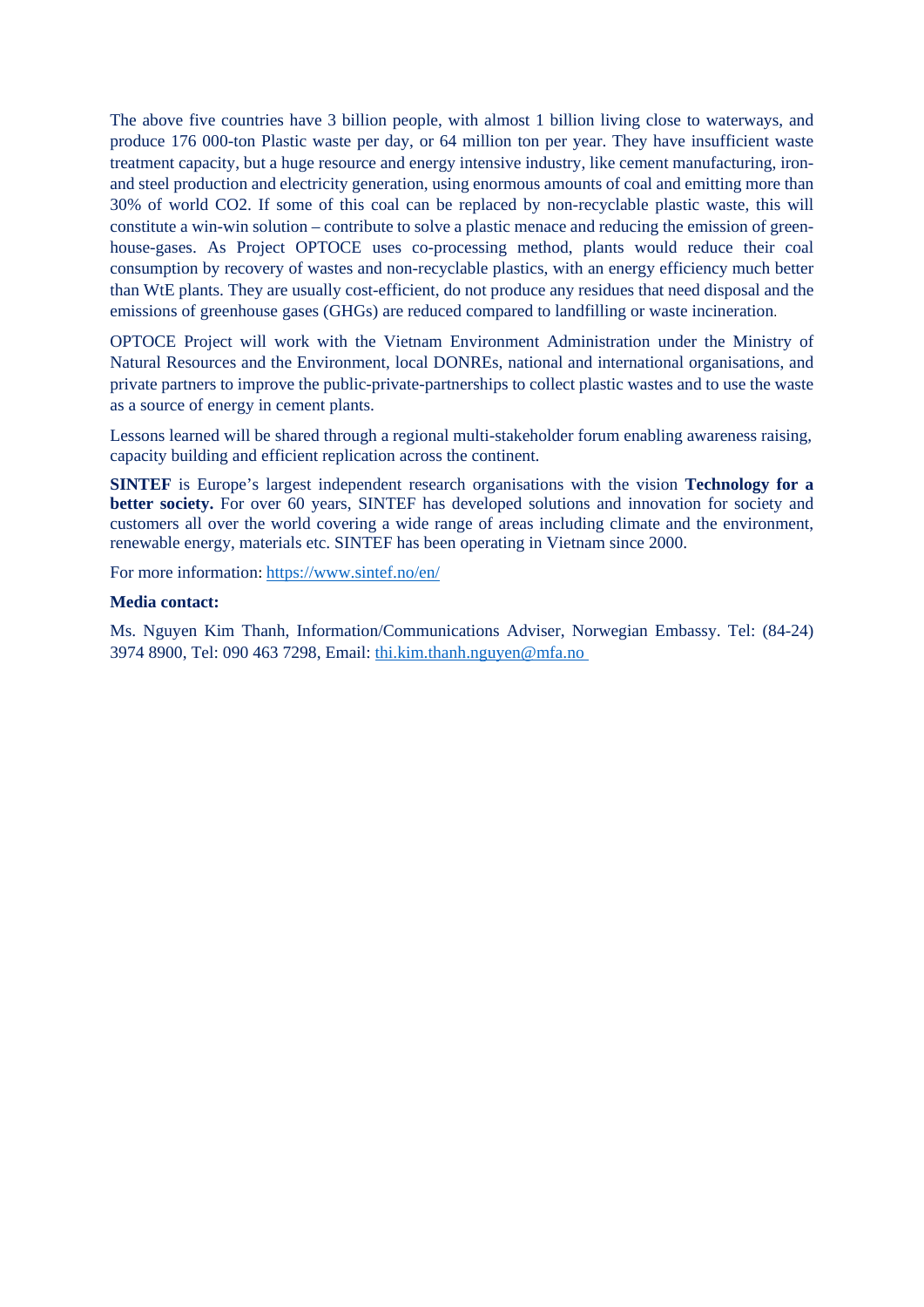The above five countries have 3 billion people, with almost 1 billion living close to waterways, and produce 176 000-ton Plastic waste per day, or 64 million ton per year. They have insufficient waste treatment capacity, but a huge resource and energy intensive industry, like cement manufacturing, iron- and steel production and electricity generation, using enormous amounts of coal and emitting more than 30% of world CO2. If some of this coal can be replaced by non-recyclable plastic waste, this will constitute a win-win solution – contribute to solve a plastic menace and reducing the emission of green-house-gases. As Project OPTOCE uses co-processing method, plants would reduce their coal consumption by recovery of wastes and non-recyclable plastics, with an energy efficiency much better than WtE plants. They are usually cost-efficient, do not produce any residues that need disposal and the emissions of greenhouse gases (GHGs) are reduced compared to landfilling or waste incineration.

OPTOCE Project will work with the Vietnam Environment Administration under the Ministry of Natural Resources and the Environment, local DONREs, national and international organisations, and private partners to improve the public-private-partnerships to collect plastic wastes and to use the waste as a source of energy in cement plants.

Lessons learned will be shared through a regional multi-stakeholder forum enabling awareness raising, capacity building and efficient replication across the continent.

**SINTEF** is Europe's largest independent research organisations with the vision **Technology for a better society.** For over 60 years, SINTEF has developed solutions and innovation for society and customers all over the world covering a wide range of areas including climate and the environment, renewable energy, materials etc. SINTEF has been operating in Vietnam since 2000.

For more information: https://www.sintef.no/en/

**Media contact:**

Ms. Nguyen Kim Thanh, Information/Communications Adviser, Norwegian Embassy. Tel: (84-24) 3974 8900, Tel: 090 463 7298, Email: thi.kim.thanh.nguyen@mfa.no